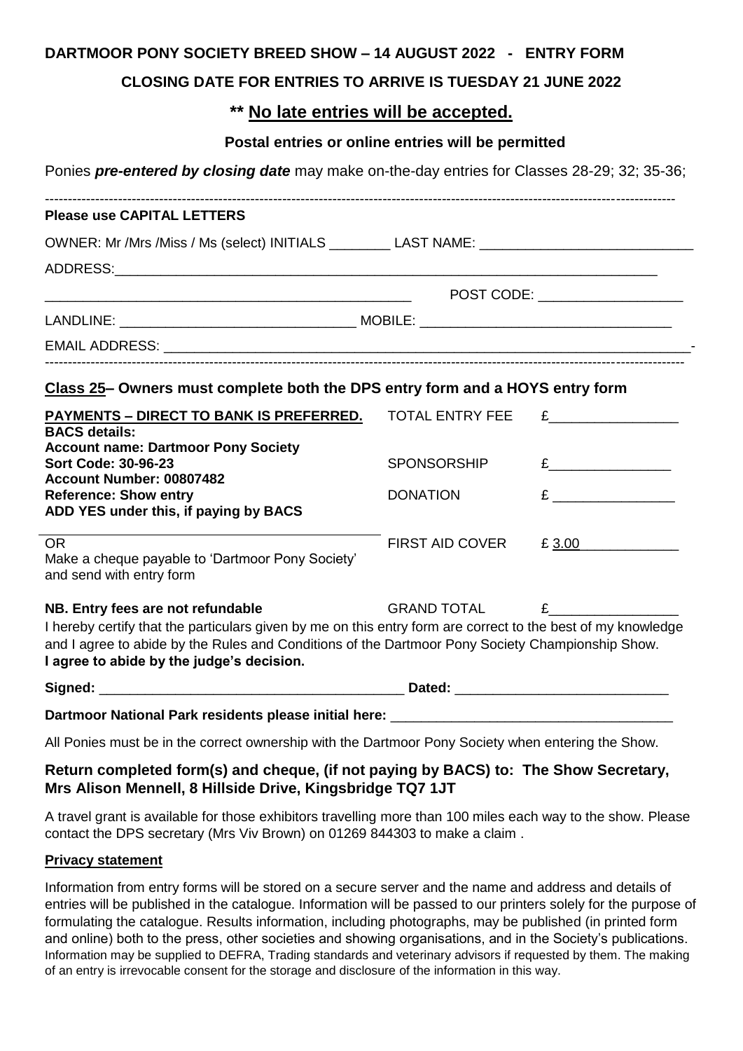**DARTMOOR PONY SOCIETY BREED SHOW – 14 AUGUST 2022 - ENTRY FORM**

**CLOSING DATE FOR ENTRIES TO ARRIVE IS TUESDAY 21 JUNE 2022**

**\*\* No late entries will be accepted.**

**Postal entries or online entries will be permitted**

Ponies ***pre-entered by closing date*** may make on-the-day entries for Classes 28-29; 32; 35-36;

---

**Please use CAPITAL LETTERS**

OWNER: Mr /Mrs /Miss / Ms (select) INITIALS ________ LAST NAME: ____________________________

ADDRESS: ___________________________________________________________________________

_______________________________________________ POST CODE: ___________________

LANDLINE: _______________________________ MOBILE: _________________________________

EMAIL ADDRESS: ______________________________________________________________________

---

**Class 25– Owners must complete both the DPS entry form and a HOYS entry form**

| **PAYMENTS – DIRECT TO BANK IS PREFERRED.** | TOTAL ENTRY FEE | £_________________ |
|---|---|---|
| **BACS details:** **Account name: Dartmoor Pony Society** **Sort Code: 30-96-23** | SPONSORSHIP | £________________ |
| **Account Number: 00807482** **Reference: Show entry** **ADD YES under this, if paying by BACS** | DONATION | £ ________________ |
| OR Make a cheque payable to 'Dartmoor Pony Society' and send with entry form | FIRST AID COVER | £ 3.00 |
| **NB. Entry fees are not refundable** | GRAND TOTAL | £_________________ |

I hereby certify that the particulars given by me on this entry form are correct to the best of my knowledge and I agree to abide by the Rules and Conditions of the Dartmoor Pony Society Championship Show.
**I agree to abide by the judge's decision.**

**Signed:** ________________________________________ **Dated:** ____________________________

**Dartmoor National Park residents please initial here:** _____________________________________

All Ponies must be in the correct ownership with the Dartmoor Pony Society when entering the Show.

**Return completed form(s) and cheque, (if not paying by BACS) to: The Show Secretary, Mrs Alison Mennell, 8 Hillside Drive, Kingsbridge TQ7 1JT**

A travel grant is available for those exhibitors travelling more than 100 miles each way to the show. Please contact the DPS secretary (Mrs Viv Brown) on 01269 844303 to make a claim .

**Privacy statement**

Information from entry forms will be stored on a secure server and the name and address and details of entries will be published in the catalogue. Information will be passed to our printers solely for the purpose of formulating the catalogue. Results information, including photographs, may be published (in printed form and online) both to the press, other societies and showing organisations, and in the Society's publications. Information may be supplied to DEFRA, Trading standards and veterinary advisors if requested by them. The making of an entry is irrevocable consent for the storage and disclosure of the information in this way.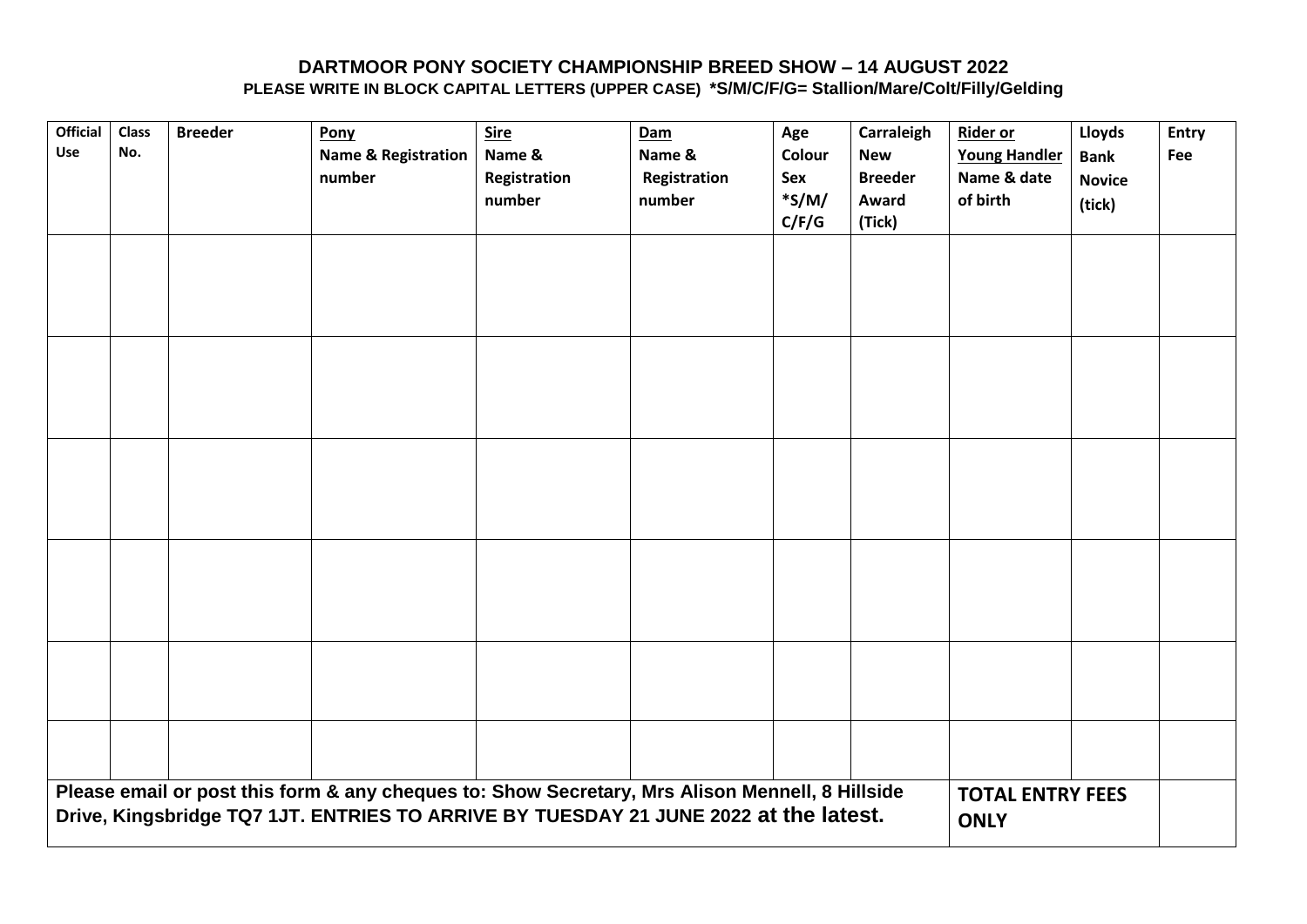# DARTMOOR PONY SOCIETY CHAMPIONSHIP BREED SHOW – 14 AUGUST 2022

**PLEASE WRITE IN BLOCK CAPITAL LETTERS (UPPER CASE) *S/M/C/F/G= Stallion/Mare/Colt/Filly/Gelding**

| Official Use | Class No. | Breeder | Pony Name & Registration number | Sire Name & Registration number | Dam Name & Registration number | Age Colour Sex *S/M/ C/F/G | Carraleigh New Breeder Award (Tick) | Rider or Young Handler Name & date of birth | Lloyds Bank Novice (tick) | Entry Fee |
|---|---|---|---|---|---|---|---|---|---|---|
| | | | | | | | | | | |
| | | | | | | | | | | |
| | | | | | | | | | | |
| | | | | | | | | | | |
| | | | | | | | | | | |
| | | | | | | | | | | |
| Please email or post this form & any cheques to: Show Secretary, Mrs Alison Mennell, 8 Hillside Drive, Kingsbridge TQ7 1JT. ENTRIES TO ARRIVE BY TUESDAY 21 JUNE 2022 at the latest. | | | | | | | | TOTAL ENTRY FEES ONLY | | |